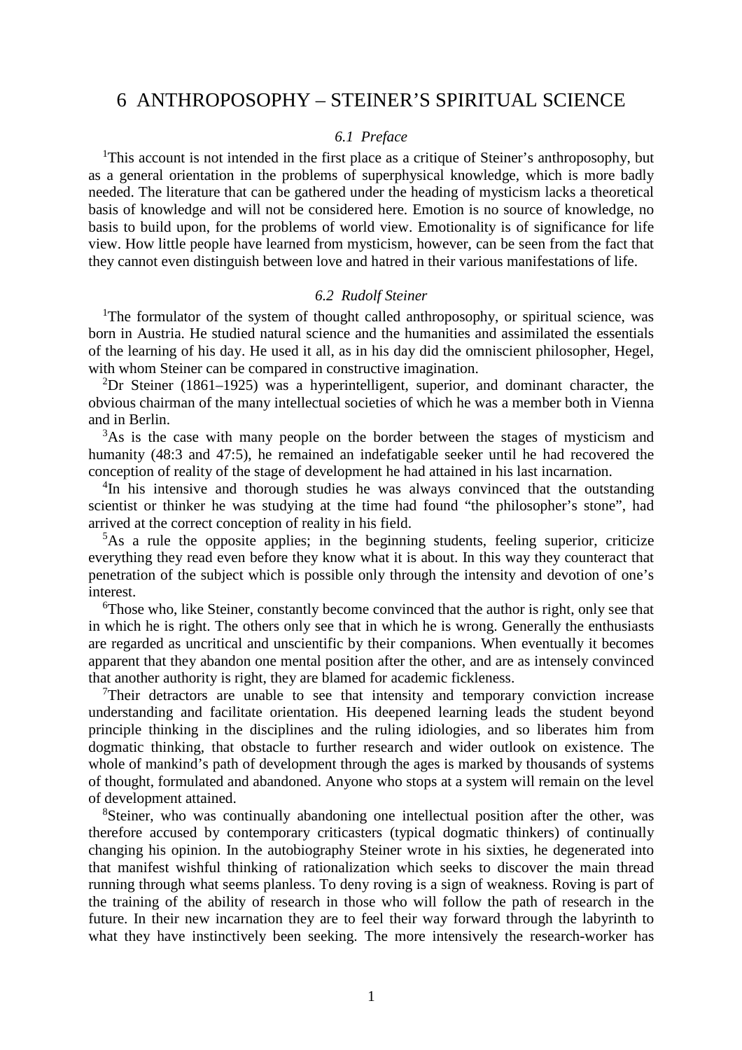# 6 ANTHROPOSOPHY – STEINER'S SPIRITUAL SCIENCE

### *6.1 Preface*

[1]This account is not intended in the first place as a critique of Steiner's anthroposophy, but as a general orientation in the problems of superphysical knowledge, which is more badly needed. The literature that can be gathered under the heading of mysticism lacks a theoretical basis of knowledge and will not be considered here. Emotion is no source of knowledge, no basis to build upon, for the problems of world view. Emotionality is of significance for life view. How little people have learned from mysticism, however, can be seen from the fact that they cannot even distinguish between love and hatred in their various manifestations of life.

### *6.2 Rudolf Steiner*

[1]The formulator of the system of thought called anthroposophy, or spiritual science, was born in Austria. He studied natural science and the humanities and assimilated the essentials of the learning of his day. He used it all, as in his day did the omniscient philosopher, Hegel, with whom Steiner can be compared in constructive imagination.

[2]Dr Steiner (1861–1925) was a hyperintelligent, superior, and dominant character, the obvious chairman of the many intellectual societies of which he was a member both in Vienna and in Berlin.

[3]As is the case with many people on the border between the stages of mysticism and humanity (48:3 and 47:5), he remained an indefatigable seeker until he had recovered the conception of reality of the stage of development he had attained in his last incarnation.

[4]In his intensive and thorough studies he was always convinced that the outstanding scientist or thinker he was studying at the time had found "the philosopher's stone", had arrived at the correct conception of reality in his field.

[5]As a rule the opposite applies; in the beginning students, feeling superior, criticize everything they read even before they know what it is about. In this way they counteract that penetration of the subject which is possible only through the intensity and devotion of one's interest.

[6]Those who, like Steiner, constantly become convinced that the author is right, only see that in which he is right. The others only see that in which he is wrong. Generally the enthusiasts are regarded as uncritical and unscientific by their companions. When eventually it becomes apparent that they abandon one mental position after the other, and are as intensely convinced that another authority is right, they are blamed for academic fickleness.

[7]Their detractors are unable to see that intensity and temporary conviction increase understanding and facilitate orientation. His deepened learning leads the student beyond principle thinking in the disciplines and the ruling idiologies, and so liberates him from dogmatic thinking, that obstacle to further research and wider outlook on existence. The whole of mankind's path of development through the ages is marked by thousands of systems of thought, formulated and abandoned. Anyone who stops at a system will remain on the level of development attained.

[8]Steiner, who was continually abandoning one intellectual position after the other, was therefore accused by contemporary criticasters (typical dogmatic thinkers) of continually changing his opinion. In the autobiography Steiner wrote in his sixties, he degenerated into that manifest wishful thinking of rationalization which seeks to discover the main thread running through what seems planless. To deny roving is a sign of weakness. Roving is part of the training of the ability of research in those who will follow the path of research in the future. In their new incarnation they are to feel their way forward through the labyrinth to what they have instinctively been seeking. The more intensively the research-worker has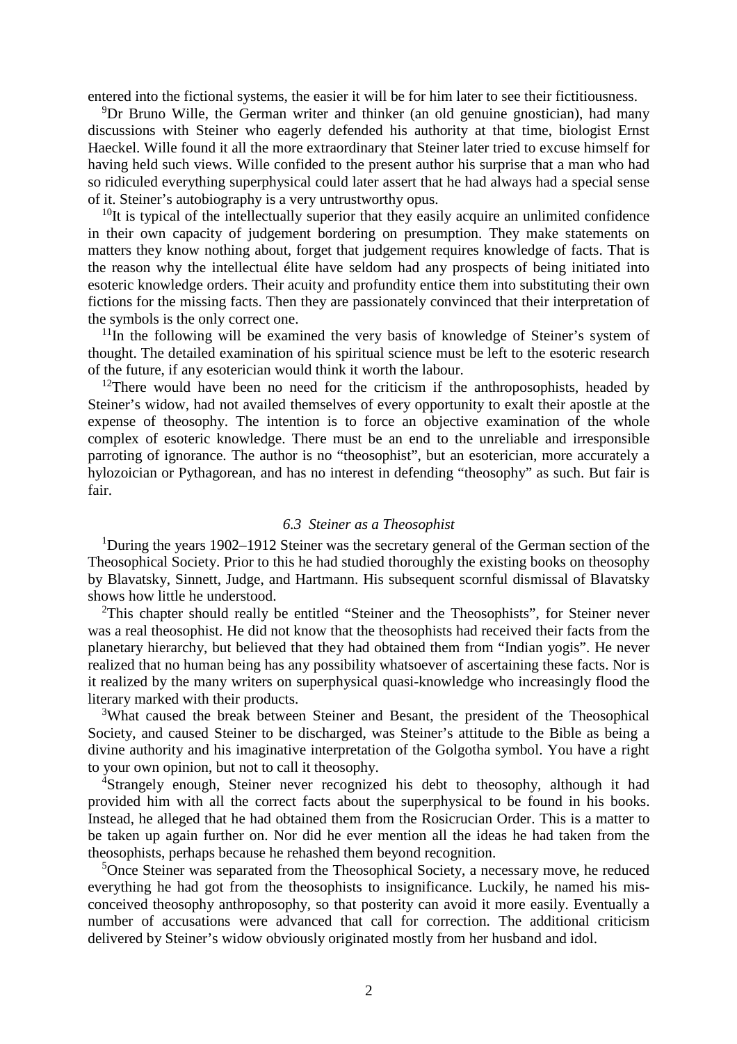entered into the fictional systems, the easier it will be for him later to see their fictitiousness.

[9]Dr Bruno Wille, the German writer and thinker (an old genuine gnostician), had many discussions with Steiner who eagerly defended his authority at that time, biologist Ernst Haeckel. Wille found it all the more extraordinary that Steiner later tried to excuse himself for having held such views. Wille confided to the present author his surprise that a man who had so ridiculed everything superphysical could later assert that he had always had a special sense of it. Steiner's autobiography is a very untrustworthy opus.

[10]It is typical of the intellectually superior that they easily acquire an unlimited confidence in their own capacity of judgement bordering on presumption. They make statements on matters they know nothing about, forget that judgement requires knowledge of facts. That is the reason why the intellectual élite have seldom had any prospects of being initiated into esoteric knowledge orders. Their acuity and profundity entice them into substituting their own fictions for the missing facts. Then they are passionately convinced that their interpretation of the symbols is the only correct one.

[11]In the following will be examined the very basis of knowledge of Steiner's system of thought. The detailed examination of his spiritual science must be left to the esoteric research of the future, if any esoterician would think it worth the labour.

[12]There would have been no need for the criticism if the anthroposophists, headed by Steiner's widow, had not availed themselves of every opportunity to exalt their apostle at the expense of theosophy. The intention is to force an objective examination of the whole complex of esoteric knowledge. There must be an end to the unreliable and irresponsible parroting of ignorance. The author is no "theosophist", but an esoterician, more accurately a hylozoician or Pythagorean, and has no interest in defending "theosophy" as such. But fair is fair.

### *6.3 Steiner as a Theosophist*

[1]During the years 1902–1912 Steiner was the secretary general of the German section of the Theosophical Society. Prior to this he had studied thoroughly the existing books on theosophy by Blavatsky, Sinnett, Judge, and Hartmann. His subsequent scornful dismissal of Blavatsky shows how little he understood.

[2]This chapter should really be entitled "Steiner and the Theosophists", for Steiner never was a real theosophist. He did not know that the theosophists had received their facts from the planetary hierarchy, but believed that they had obtained them from "Indian yogis". He never realized that no human being has any possibility whatsoever of ascertaining these facts. Nor is it realized by the many writers on superphysical quasi-knowledge who increasingly flood the literary marked with their products.

[3]What caused the break between Steiner and Besant, the president of the Theosophical Society, and caused Steiner to be discharged, was Steiner's attitude to the Bible as being a divine authority and his imaginative interpretation of the Golgotha symbol. You have a right to your own opinion, but not to call it theosophy.

[4]Strangely enough, Steiner never recognized his debt to theosophy, although it had provided him with all the correct facts about the superphysical to be found in his books. Instead, he alleged that he had obtained them from the Rosicrucian Order. This is a matter to be taken up again further on. Nor did he ever mention all the ideas he had taken from the theosophists, perhaps because he rehashed them beyond recognition.

[5]Once Steiner was separated from the Theosophical Society, a necessary move, he reduced everything he had got from the theosophists to insignificance. Luckily, he named his misconceived theosophy anthroposophy, so that posterity can avoid it more easily. Eventually a number of accusations were advanced that call for correction. The additional criticism delivered by Steiner's widow obviously originated mostly from her husband and idol.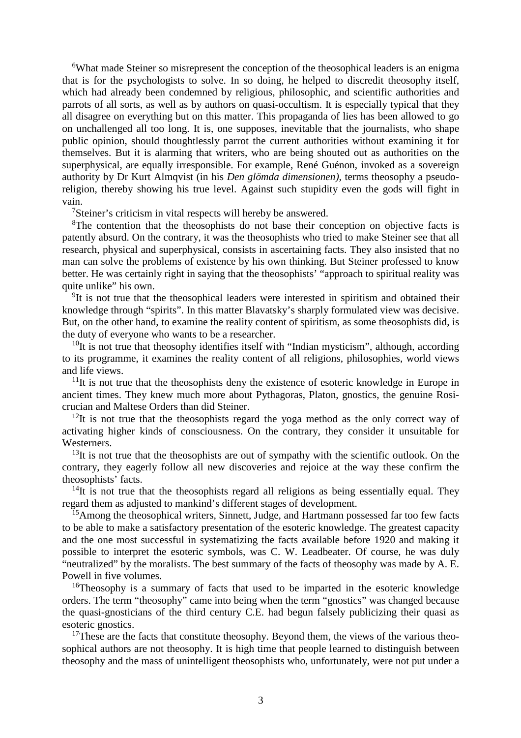[6]What made Steiner so misrepresent the conception of the theosophical leaders is an enigma that is for the psychologists to solve. In so doing, he helped to discredit theosophy itself, which had already been condemned by religious, philosophic, and scientific authorities and parrots of all sorts, as well as by authors on quasi-occultism. It is especially typical that they all disagree on everything but on this matter. This propaganda of lies has been allowed to go on unchallenged all too long. It is, one supposes, inevitable that the journalists, who shape public opinion, should thoughtlessly parrot the current authorities without examining it for themselves. But it is alarming that writers, who are being shouted out as authorities on the superphysical, are equally irresponsible. For example, René Guénon, invoked as a sovereign authority by Dr Kurt Almqvist (in his *Den glömda dimensionen)*, terms theosophy a pseudo-religion, thereby showing his true level. Against such stupidity even the gods will fight in vain.

[7]Steiner's criticism in vital respects will hereby be answered.

[8]The contention that the theosophists do not base their conception on objective facts is patently absurd. On the contrary, it was the theosophists who tried to make Steiner see that all research, physical and superphysical, consists in ascertaining facts. They also insisted that no man can solve the problems of existence by his own thinking. But Steiner professed to know better. He was certainly right in saying that the theosophists' "approach to spiritual reality was quite unlike" his own.

[9]It is not true that the theosophical leaders were interested in spiritism and obtained their knowledge through "spirits". In this matter Blavatsky's sharply formulated view was decisive. But, on the other hand, to examine the reality content of spiritism, as some theosophists did, is the duty of everyone who wants to be a researcher.

[10]It is not true that theosophy identifies itself with "Indian mysticism", although, according to its programme, it examines the reality content of all religions, philosophies, world views and life views.

[11]It is not true that the theosophists deny the existence of esoteric knowledge in Europe in ancient times. They knew much more about Pythagoras, Platon, gnostics, the genuine Rosicrucian and Maltese Orders than did Steiner.

[12]It is not true that the theosophists regard the yoga method as the only correct way of activating higher kinds of consciousness. On the contrary, they consider it unsuitable for Westerners.

[13]It is not true that the theosophists are out of sympathy with the scientific outlook. On the contrary, they eagerly follow all new discoveries and rejoice at the way these confirm the theosophists' facts.

[14]It is not true that the theosophists regard all religions as being essentially equal. They regard them as adjusted to mankind's different stages of development.

[15]Among the theosophical writers, Sinnett, Judge, and Hartmann possessed far too few facts to be able to make a satisfactory presentation of the esoteric knowledge. The greatest capacity and the one most successful in systematizing the facts available before 1920 and making it possible to interpret the esoteric symbols, was C. W. Leadbeater. Of course, he was duly "neutralized" by the moralists. The best summary of the facts of theosophy was made by A. E. Powell in five volumes.

[16]Theosophy is a summary of facts that used to be imparted in the esoteric knowledge orders. The term "theosophy" came into being when the term "gnostics" was changed because the quasi-gnosticians of the third century C.E. had begun falsely publicizing their quasi as esoteric gnostics.

[17]These are the facts that constitute theosophy. Beyond them, the views of the various theosophical authors are not theosophy. It is high time that people learned to distinguish between theosophy and the mass of unintelligent theosophists who, unfortunately, were not put under a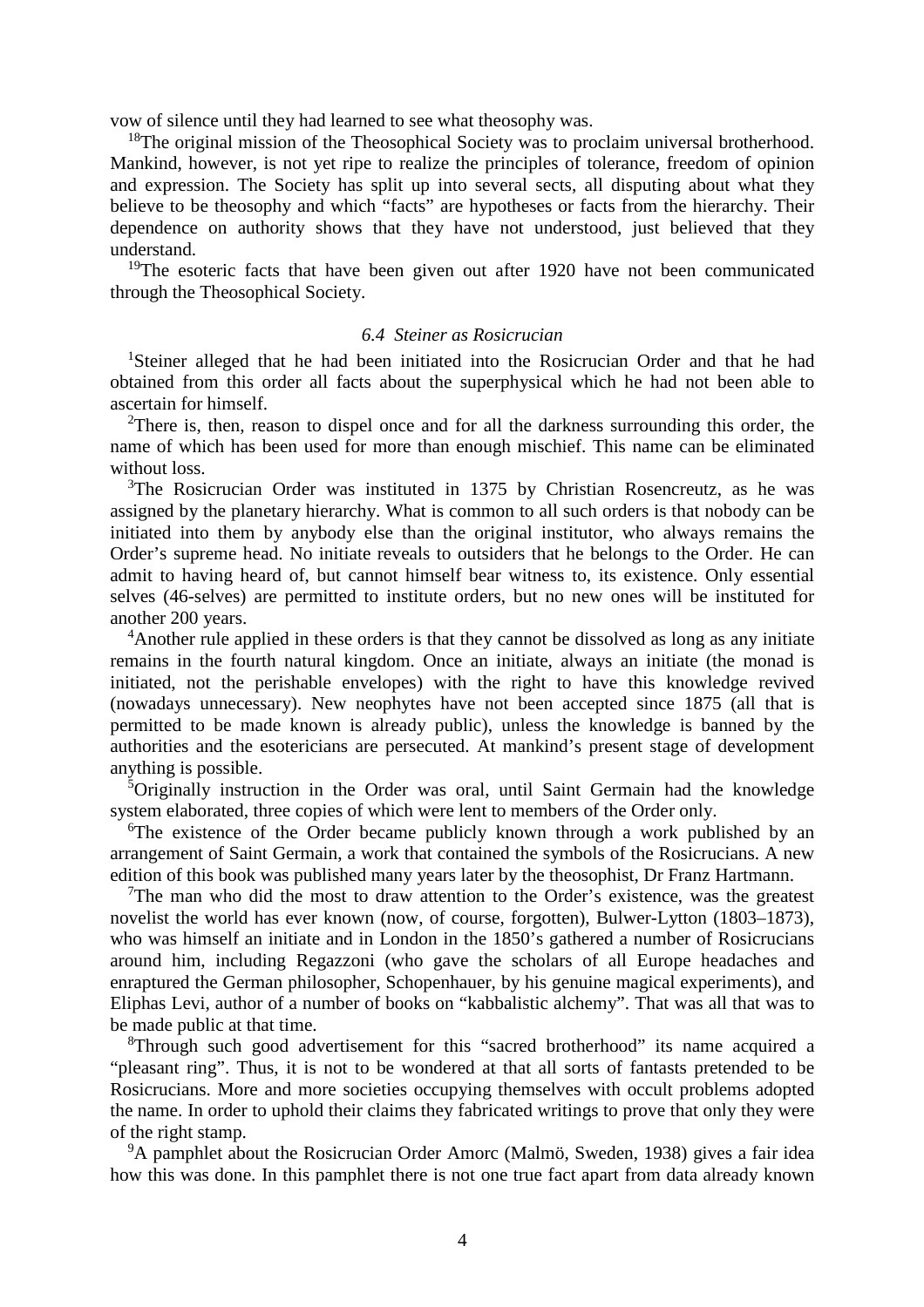vow of silence until they had learned to see what theosophy was.

[18]The original mission of the Theosophical Society was to proclaim universal brotherhood. Mankind, however, is not yet ripe to realize the principles of tolerance, freedom of opinion and expression. The Society has split up into several sects, all disputing about what they believe to be theosophy and which "facts" are hypotheses or facts from the hierarchy. Their dependence on authority shows that they have not understood, just believed that they understand.

[19]The esoteric facts that have been given out after 1920 have not been communicated through the Theosophical Society.

### *6.4 Steiner as Rosicrucian*

[1]Steiner alleged that he had been initiated into the Rosicrucian Order and that he had obtained from this order all facts about the superphysical which he had not been able to ascertain for himself.

[2]There is, then, reason to dispel once and for all the darkness surrounding this order, the name of which has been used for more than enough mischief. This name can be eliminated without loss.

[3]The Rosicrucian Order was instituted in 1375 by Christian Rosencreutz, as he was assigned by the planetary hierarchy. What is common to all such orders is that nobody can be initiated into them by anybody else than the original institutor, who always remains the Order's supreme head. No initiate reveals to outsiders that he belongs to the Order. He can admit to having heard of, but cannot himself bear witness to, its existence. Only essential selves (46-selves) are permitted to institute orders, but no new ones will be instituted for another 200 years.

[4]Another rule applied in these orders is that they cannot be dissolved as long as any initiate remains in the fourth natural kingdom. Once an initiate, always an initiate (the monad is initiated, not the perishable envelopes) with the right to have this knowledge revived (nowadays unnecessary). New neophytes have not been accepted since 1875 (all that is permitted to be made known is already public), unless the knowledge is banned by the authorities and the esotericians are persecuted. At mankind's present stage of development anything is possible.

[5]Originally instruction in the Order was oral, until Saint Germain had the knowledge system elaborated, three copies of which were lent to members of the Order only.

[6]The existence of the Order became publicly known through a work published by an arrangement of Saint Germain, a work that contained the symbols of the Rosicrucians. A new edition of this book was published many years later by the theosophist, Dr Franz Hartmann.

[7]The man who did the most to draw attention to the Order's existence, was the greatest novelist the world has ever known (now, of course, forgotten), Bulwer-Lytton (1803–1873), who was himself an initiate and in London in the 1850's gathered a number of Rosicrucians around him, including Regazzoni (who gave the scholars of all Europe headaches and enraptured the German philosopher, Schopenhauer, by his genuine magical experiments), and Eliphas Levi, author of a number of books on "kabbalistic alchemy". That was all that was to be made public at that time.

[8]Through such good advertisement for this "sacred brotherhood" its name acquired a "pleasant ring". Thus, it is not to be wondered at that all sorts of fantasts pretended to be Rosicrucians. More and more societies occupying themselves with occult problems adopted the name. In order to uphold their claims they fabricated writings to prove that only they were of the right stamp.

[9]A pamphlet about the Rosicrucian Order Amorc (Malmö, Sweden, 1938) gives a fair idea how this was done. In this pamphlet there is not one true fact apart from data already known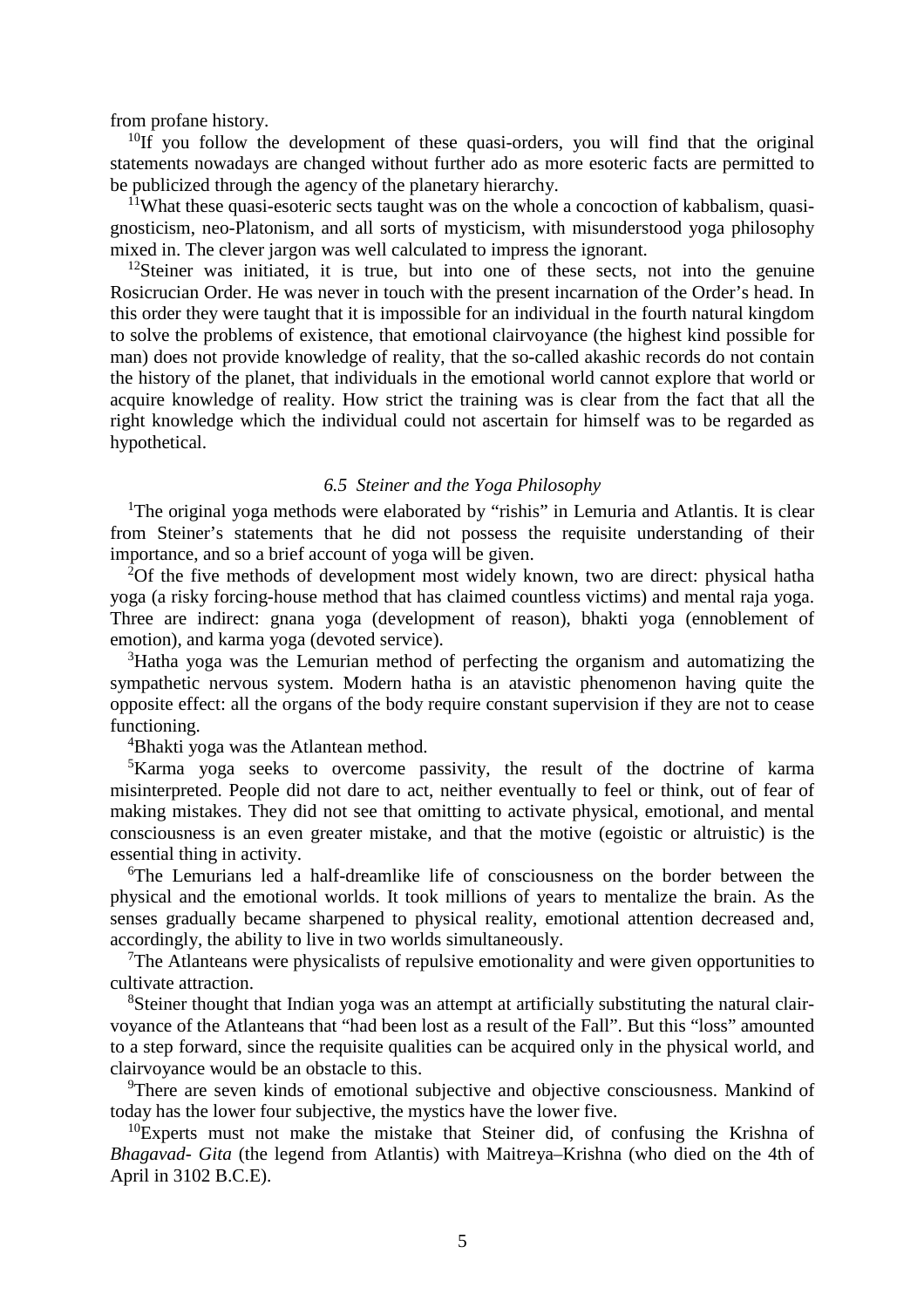from profane history.

[10]If you follow the development of these quasi-orders, you will find that the original statements nowadays are changed without further ado as more esoteric facts are permitted to be publicized through the agency of the planetary hierarchy.

[11]What these quasi-esoteric sects taught was on the whole a concoction of kabbalism, quasi-gnosticism, neo-Platonism, and all sorts of mysticism, with misunderstood yoga philosophy mixed in. The clever jargon was well calculated to impress the ignorant.

[12]Steiner was initiated, it is true, but into one of these sects, not into the genuine Rosicrucian Order. He was never in touch with the present incarnation of the Order's head. In this order they were taught that it is impossible for an individual in the fourth natural kingdom to solve the problems of existence, that emotional clairvoyance (the highest kind possible for man) does not provide knowledge of reality, that the so-called akashic records do not contain the history of the planet, that individuals in the emotional world cannot explore that world or acquire knowledge of reality. How strict the training was is clear from the fact that all the right knowledge which the individual could not ascertain for himself was to be regarded as hypothetical.

### *6.5 Steiner and the Yoga Philosophy*

[1]The original yoga methods were elaborated by "rishis" in Lemuria and Atlantis. It is clear from Steiner's statements that he did not possess the requisite understanding of their importance, and so a brief account of yoga will be given.

[2]Of the five methods of development most widely known, two are direct: physical hatha yoga (a risky forcing-house method that has claimed countless victims) and mental raja yoga. Three are indirect: gnana yoga (development of reason), bhakti yoga (ennoblement of emotion), and karma yoga (devoted service).

[3]Hatha yoga was the Lemurian method of perfecting the organism and automatizing the sympathetic nervous system. Modern hatha is an atavistic phenomenon having quite the opposite effect: all the organs of the body require constant supervision if they are not to cease functioning.

[4]Bhakti yoga was the Atlantean method.

[5]Karma yoga seeks to overcome passivity, the result of the doctrine of karma misinterpreted. People did not dare to act, neither eventually to feel or think, out of fear of making mistakes. They did not see that omitting to activate physical, emotional, and mental consciousness is an even greater mistake, and that the motive (egoistic or altruistic) is the essential thing in activity.

[6]The Lemurians led a half-dreamlike life of consciousness on the border between the physical and the emotional worlds. It took millions of years to mentalize the brain. As the senses gradually became sharpened to physical reality, emotional attention decreased and, accordingly, the ability to live in two worlds simultaneously.

[7]The Atlanteans were physicalists of repulsive emotionality and were given opportunities to cultivate attraction.

[8]Steiner thought that Indian yoga was an attempt at artificially substituting the natural clairvoyance of the Atlanteans that "had been lost as a result of the Fall". But this "loss" amounted to a step forward, since the requisite qualities can be acquired only in the physical world, and clairvoyance would be an obstacle to this.

[9]There are seven kinds of emotional subjective and objective consciousness. Mankind of today has the lower four subjective, the mystics have the lower five.

[10]Experts must not make the mistake that Steiner did, of confusing the Krishna of *Bhagavad- Gita* (the legend from Atlantis) with Maitreya–Krishna (who died on the 4th of April in 3102 B.C.E).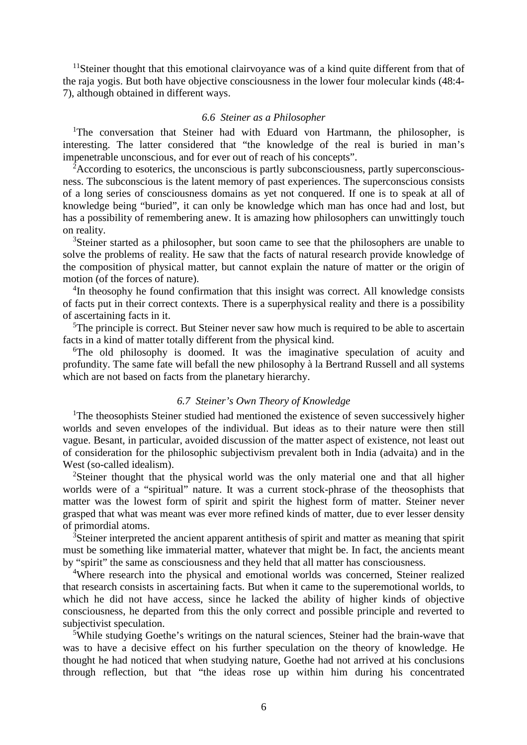[11]Steiner thought that this emotional clairvoyance was of a kind quite different from that of the raja yogis. But both have objective consciousness in the lower four molecular kinds (48:4-7), although obtained in different ways.

### *6.6 Steiner as a Philosopher*

[1]The conversation that Steiner had with Eduard von Hartmann, the philosopher, is interesting. The latter considered that "the knowledge of the real is buried in man's impenetrable unconscious, and for ever out of reach of his concepts".

[2]According to esoterics, the unconscious is partly subconsciousness, partly superconsciousness. The subconscious is the latent memory of past experiences. The superconscious consists of a long series of consciousness domains as yet not conquered. If one is to speak at all of knowledge being "buried", it can only be knowledge which man has once had and lost, but has a possibility of remembering anew. It is amazing how philosophers can unwittingly touch on reality.

[3]Steiner started as a philosopher, but soon came to see that the philosophers are unable to solve the problems of reality. He saw that the facts of natural research provide knowledge of the composition of physical matter, but cannot explain the nature of matter or the origin of motion (of the forces of nature).

[4]In theosophy he found confirmation that this insight was correct. All knowledge consists of facts put in their correct contexts. There is a superphysical reality and there is a possibility of ascertaining facts in it.

[5]The principle is correct. But Steiner never saw how much is required to be able to ascertain facts in a kind of matter totally different from the physical kind.

[6]The old philosophy is doomed. It was the imaginative speculation of acuity and profundity. The same fate will befall the new philosophy à la Bertrand Russell and all systems which are not based on facts from the planetary hierarchy.

### *6.7 Steiner's Own Theory of Knowledge*

[1]The theosophists Steiner studied had mentioned the existence of seven successively higher worlds and seven envelopes of the individual. But ideas as to their nature were then still vague. Besant, in particular, avoided discussion of the matter aspect of existence, not least out of consideration for the philosophic subjectivism prevalent both in India (advaita) and in the West (so-called idealism).

[2]Steiner thought that the physical world was the only material one and that all higher worlds were of a "spiritual" nature. It was a current stock-phrase of the theosophists that matter was the lowest form of spirit and spirit the highest form of matter. Steiner never grasped that what was meant was ever more refined kinds of matter, due to ever lesser density of primordial atoms.

[3]Steiner interpreted the ancient apparent antithesis of spirit and matter as meaning that spirit must be something like immaterial matter, whatever that might be. In fact, the ancients meant by "spirit" the same as consciousness and they held that all matter has consciousness.

[4]Where research into the physical and emotional worlds was concerned, Steiner realized that research consists in ascertaining facts. But when it came to the superemotional worlds, to which he did not have access, since he lacked the ability of higher kinds of objective consciousness, he departed from this the only correct and possible principle and reverted to subjectivist speculation.

[5]While studying Goethe's writings on the natural sciences, Steiner had the brain-wave that was to have a decisive effect on his further speculation on the theory of knowledge. He thought he had noticed that when studying nature, Goethe had not arrived at his conclusions through reflection, but that "the ideas rose up within him during his concentrated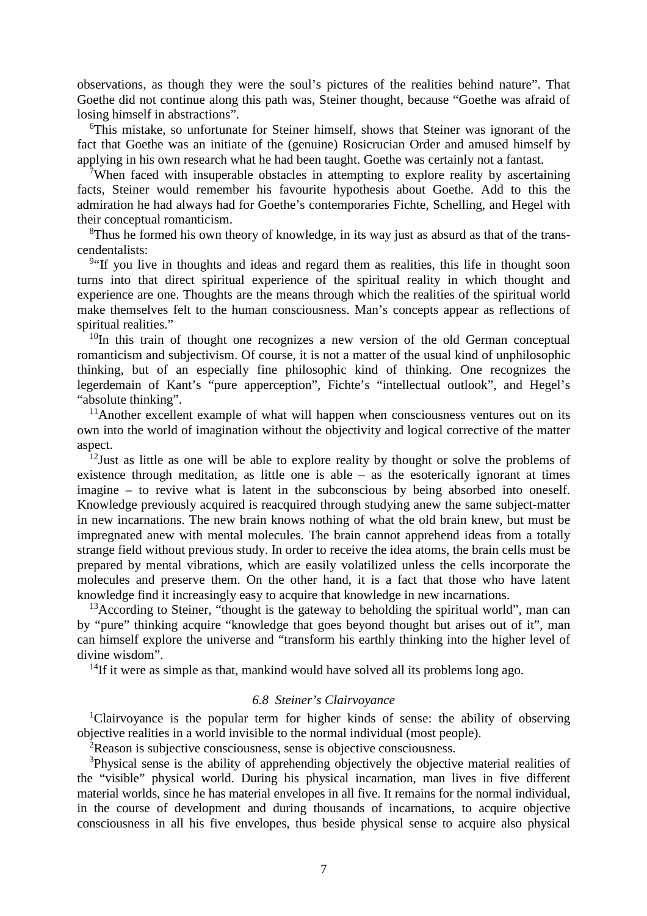observations, as though they were the soul's pictures of the realities behind nature". That Goethe did not continue along this path was, Steiner thought, because "Goethe was afraid of losing himself in abstractions".

[6]This mistake, so unfortunate for Steiner himself, shows that Steiner was ignorant of the fact that Goethe was an initiate of the (genuine) Rosicrucian Order and amused himself by applying in his own research what he had been taught. Goethe was certainly not a fantast.

[7]When faced with insuperable obstacles in attempting to explore reality by ascertaining facts, Steiner would remember his favourite hypothesis about Goethe. Add to this the admiration he had always had for Goethe's contemporaries Fichte, Schelling, and Hegel with their conceptual romanticism.

[8]Thus he formed his own theory of knowledge, in its way just as absurd as that of the transcendentalists:

[9]"If you live in thoughts and ideas and regard them as realities, this life in thought soon turns into that direct spiritual experience of the spiritual reality in which thought and experience are one. Thoughts are the means through which the realities of the spiritual world make themselves felt to the human consciousness. Man's concepts appear as reflections of spiritual realities."

[10]In this train of thought one recognizes a new version of the old German conceptual romanticism and subjectivism. Of course, it is not a matter of the usual kind of unphilosophic thinking, but of an especially fine philosophic kind of thinking. One recognizes the legerdemain of Kant's "pure apperception", Fichte's "intellectual outlook", and Hegel's "absolute thinking".

[11]Another excellent example of what will happen when consciousness ventures out on its own into the world of imagination without the objectivity and logical corrective of the matter aspect.

[12]Just as little as one will be able to explore reality by thought or solve the problems of existence through meditation, as little one is able – as the esoterically ignorant at times imagine – to revive what is latent in the subconscious by being absorbed into oneself. Knowledge previously acquired is reacquired through studying anew the same subject-matter in new incarnations. The new brain knows nothing of what the old brain knew, but must be impregnated anew with mental molecules. The brain cannot apprehend ideas from a totally strange field without previous study. In order to receive the idea atoms, the brain cells must be prepared by mental vibrations, which are easily volatilized unless the cells incorporate the molecules and preserve them. On the other hand, it is a fact that those who have latent knowledge find it increasingly easy to acquire that knowledge in new incarnations.

[13]According to Steiner, "thought is the gateway to beholding the spiritual world", man can by "pure" thinking acquire "knowledge that goes beyond thought but arises out of it", man can himself explore the universe and "transform his earthly thinking into the higher level of divine wisdom".

[14]If it were as simple as that, mankind would have solved all its problems long ago.

### *6.8 Steiner's Clairvoyance*

[1]Clairvoyance is the popular term for higher kinds of sense: the ability of observing objective realities in a world invisible to the normal individual (most people).

[2]Reason is subjective consciousness, sense is objective consciousness.

[3]Physical sense is the ability of apprehending objectively the objective material realities of the "visible" physical world. During his physical incarnation, man lives in five different material worlds, since he has material envelopes in all five. It remains for the normal individual, in the course of development and during thousands of incarnations, to acquire objective consciousness in all his five envelopes, thus beside physical sense to acquire also physical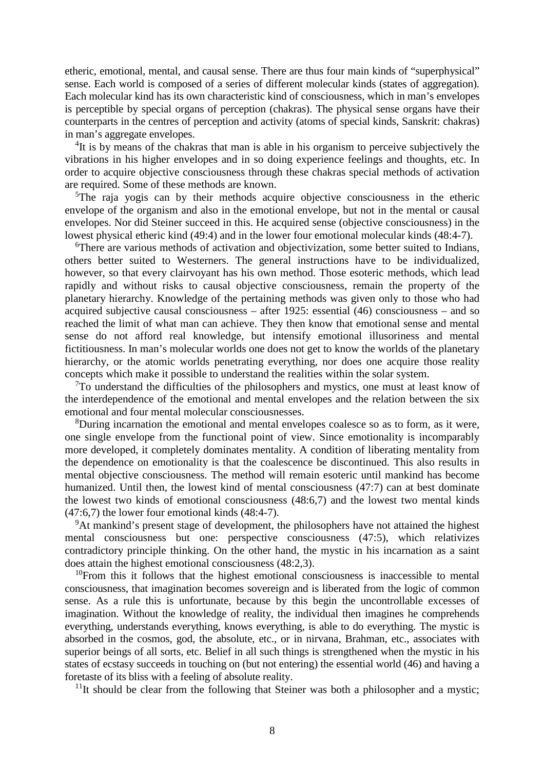etheric, emotional, mental, and causal sense. There are thus four main kinds of "superphysical" sense. Each world is composed of a series of different molecular kinds (states of aggregation). Each molecular kind has its own characteristic kind of consciousness, which in man's envelopes is perceptible by special organs of perception (chakras). The physical sense organs have their counterparts in the centres of perception and activity (atoms of special kinds, Sanskrit: chakras) in man's aggregate envelopes.

[4]It is by means of the chakras that man is able in his organism to perceive subjectively the vibrations in his higher envelopes and in so doing experience feelings and thoughts, etc. In order to acquire objective consciousness through these chakras special methods of activation are required. Some of these methods are known.

[5]The raja yogis can by their methods acquire objective consciousness in the etheric envelope of the organism and also in the emotional envelope, but not in the mental or causal envelopes. Nor did Steiner succeed in this. He acquired sense (objective consciousness) in the lowest physical etheric kind (49:4) and in the lower four emotional molecular kinds (48:4-7).

[6]There are various methods of activation and objectivization, some better suited to Indians, others better suited to Westerners. The general instructions have to be individualized, however, so that every clairvoyant has his own method. Those esoteric methods, which lead rapidly and without risks to causal objective consciousness, remain the property of the planetary hierarchy. Knowledge of the pertaining methods was given only to those who had acquired subjective causal consciousness – after 1925: essential (46) consciousness – and so reached the limit of what man can achieve. They then know that emotional sense and mental sense do not afford real knowledge, but intensify emotional illusoriness and mental fictitiousness. In man's molecular worlds one does not get to know the worlds of the planetary hierarchy, or the atomic worlds penetrating everything, nor does one acquire those reality concepts which make it possible to understand the realities within the solar system.

[7]To understand the difficulties of the philosophers and mystics, one must at least know of the interdependence of the emotional and mental envelopes and the relation between the six emotional and four mental molecular consciousnesses.

[8]During incarnation the emotional and mental envelopes coalesce so as to form, as it were, one single envelope from the functional point of view. Since emotionality is incomparably more developed, it completely dominates mentality. A condition of liberating mentality from the dependence on emotionality is that the coalescence be discontinued. This also results in mental objective consciousness. The method will remain esoteric until mankind has become humanized. Until then, the lowest kind of mental consciousness (47:7) can at best dominate the lowest two kinds of emotional consciousness (48:6,7) and the lowest two mental kinds (47:6,7) the lower four emotional kinds (48:4-7).

[9]At mankind's present stage of development, the philosophers have not attained the highest mental consciousness but one: perspective consciousness (47:5), which relativizes contradictory principle thinking. On the other hand, the mystic in his incarnation as a saint does attain the highest emotional consciousness (48:2,3).

[10]From this it follows that the highest emotional consciousness is inaccessible to mental consciousness, that imagination becomes sovereign and is liberated from the logic of common sense. As a rule this is unfortunate, because by this begin the uncontrollable excesses of imagination. Without the knowledge of reality, the individual then imagines he comprehends everything, understands everything, knows everything, is able to do everything. The mystic is absorbed in the cosmos, god, the absolute, etc., or in nirvana, Brahman, etc., associates with superior beings of all sorts, etc. Belief in all such things is strengthened when the mystic in his states of ecstasy succeeds in touching on (but not entering) the essential world (46) and having a foretaste of its bliss with a feeling of absolute reality.

[11]It should be clear from the following that Steiner was both a philosopher and a mystic;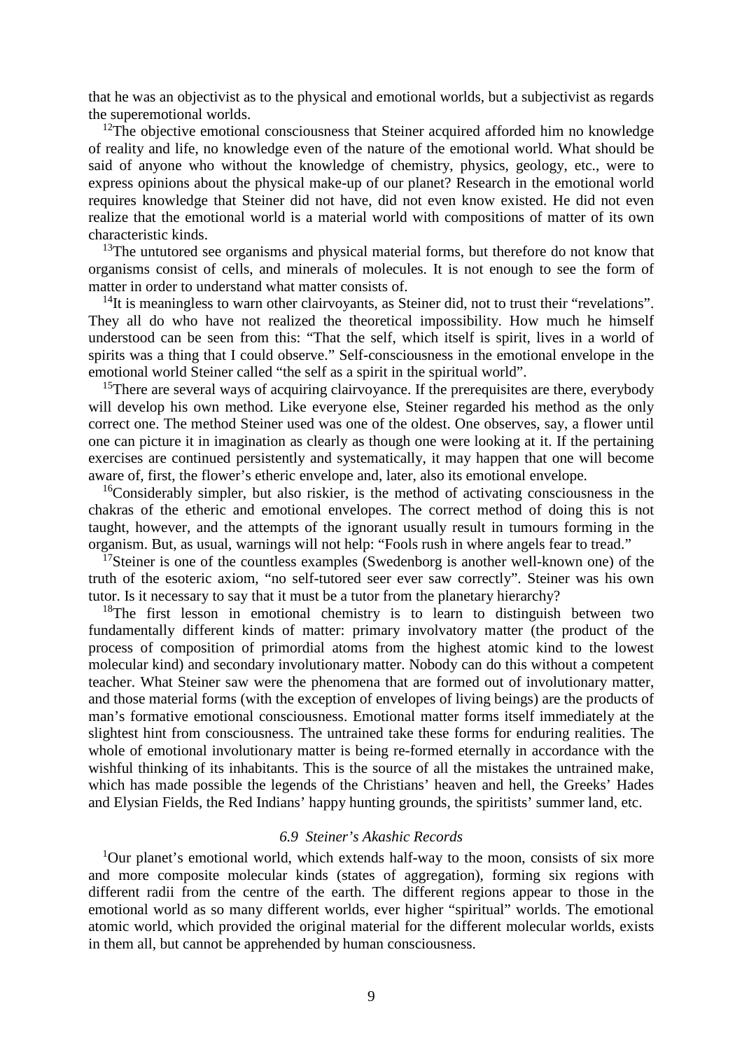that he was an objectivist as to the physical and emotional worlds, but a subjectivist as regards the superemotional worlds.

[12]The objective emotional consciousness that Steiner acquired afforded him no knowledge of reality and life, no knowledge even of the nature of the emotional world. What should be said of anyone who without the knowledge of chemistry, physics, geology, etc., were to express opinions about the physical make-up of our planet? Research in the emotional world requires knowledge that Steiner did not have, did not even know existed. He did not even realize that the emotional world is a material world with compositions of matter of its own characteristic kinds.

[13]The untutored see organisms and physical material forms, but therefore do not know that organisms consist of cells, and minerals of molecules. It is not enough to see the form of matter in order to understand what matter consists of.

[14]It is meaningless to warn other clairvoyants, as Steiner did, not to trust their "revelations". They all do who have not realized the theoretical impossibility. How much he himself understood can be seen from this: "That the self, which itself is spirit, lives in a world of spirits was a thing that I could observe." Self-consciousness in the emotional envelope in the emotional world Steiner called "the self as a spirit in the spiritual world".

[15]There are several ways of acquiring clairvoyance. If the prerequisites are there, everybody will develop his own method. Like everyone else, Steiner regarded his method as the only correct one. The method Steiner used was one of the oldest. One observes, say, a flower until one can picture it in imagination as clearly as though one were looking at it. If the pertaining exercises are continued persistently and systematically, it may happen that one will become aware of, first, the flower's etheric envelope and, later, also its emotional envelope.

[16]Considerably simpler, but also riskier, is the method of activating consciousness in the chakras of the etheric and emotional envelopes. The correct method of doing this is not taught, however, and the attempts of the ignorant usually result in tumours forming in the organism. But, as usual, warnings will not help: "Fools rush in where angels fear to tread."

[17]Steiner is one of the countless examples (Swedenborg is another well-known one) of the truth of the esoteric axiom, "no self-tutored seer ever saw correctly". Steiner was his own tutor. Is it necessary to say that it must be a tutor from the planetary hierarchy?

[18]The first lesson in emotional chemistry is to learn to distinguish between two fundamentally different kinds of matter: primary involvatory matter (the product of the process of composition of primordial atoms from the highest atomic kind to the lowest molecular kind) and secondary involutionary matter. Nobody can do this without a competent teacher. What Steiner saw were the phenomena that are formed out of involutionary matter, and those material forms (with the exception of envelopes of living beings) are the products of man's formative emotional consciousness. Emotional matter forms itself immediately at the slightest hint from consciousness. The untrained take these forms for enduring realities. The whole of emotional involutionary matter is being re-formed eternally in accordance with the wishful thinking of its inhabitants. This is the source of all the mistakes the untrained make, which has made possible the legends of the Christians' heaven and hell, the Greeks' Hades and Elysian Fields, the Red Indians' happy hunting grounds, the spiritists' summer land, etc.

### *6.9 Steiner's Akashic Records*

[1]Our planet's emotional world, which extends half-way to the moon, consists of six more and more composite molecular kinds (states of aggregation), forming six regions with different radii from the centre of the earth. The different regions appear to those in the emotional world as so many different worlds, ever higher "spiritual" worlds. The emotional atomic world, which provided the original material for the different molecular worlds, exists in them all, but cannot be apprehended by human consciousness.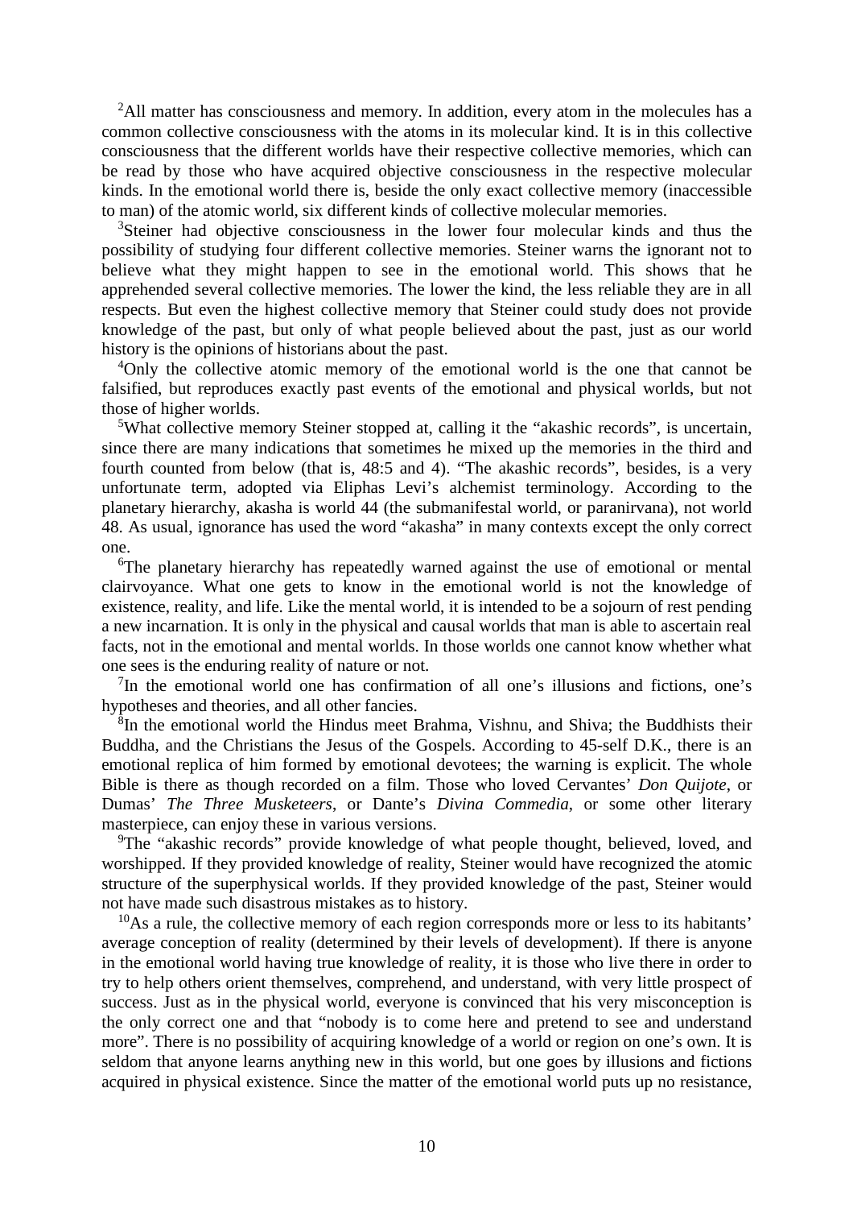[2]All matter has consciousness and memory. In addition, every atom in the molecules has a common collective consciousness with the atoms in its molecular kind. It is in this collective consciousness that the different worlds have their respective collective memories, which can be read by those who have acquired objective consciousness in the respective molecular kinds. In the emotional world there is, beside the only exact collective memory (inaccessible to man) of the atomic world, six different kinds of collective molecular memories.

[3]Steiner had objective consciousness in the lower four molecular kinds and thus the possibility of studying four different collective memories. Steiner warns the ignorant not to believe what they might happen to see in the emotional world. This shows that he apprehended several collective memories. The lower the kind, the less reliable they are in all respects. But even the highest collective memory that Steiner could study does not provide knowledge of the past, but only of what people believed about the past, just as our world history is the opinions of historians about the past.

[4]Only the collective atomic memory of the emotional world is the one that cannot be falsified, but reproduces exactly past events of the emotional and physical worlds, but not those of higher worlds.

[5]What collective memory Steiner stopped at, calling it the "akashic records", is uncertain, since there are many indications that sometimes he mixed up the memories in the third and fourth counted from below (that is, 48:5 and 4). "The akashic records", besides, is a very unfortunate term, adopted via Eliphas Levi's alchemist terminology. According to the planetary hierarchy, akasha is world 44 (the submanifestal world, or paranirvana), not world 48. As usual, ignorance has used the word "akasha" in many contexts except the only correct one.

[6]The planetary hierarchy has repeatedly warned against the use of emotional or mental clairvoyance. What one gets to know in the emotional world is not the knowledge of existence, reality, and life. Like the mental world, it is intended to be a sojourn of rest pending a new incarnation. It is only in the physical and causal worlds that man is able to ascertain real facts, not in the emotional and mental worlds. In those worlds one cannot know whether what one sees is the enduring reality of nature or not.

[7]In the emotional world one has confirmation of all one's illusions and fictions, one's hypotheses and theories, and all other fancies.

[8]In the emotional world the Hindus meet Brahma, Vishnu, and Shiva; the Buddhists their Buddha, and the Christians the Jesus of the Gospels. According to 45-self D.K., there is an emotional replica of him formed by emotional devotees; the warning is explicit. The whole Bible is there as though recorded on a film. Those who loved Cervantes' *Don Quijote*, or Dumas' *The Three Musketeers*, or Dante's *Divina Commedia*, or some other literary masterpiece, can enjoy these in various versions.

[9]The "akashic records" provide knowledge of what people thought, believed, loved, and worshipped. If they provided knowledge of reality, Steiner would have recognized the atomic structure of the superphysical worlds. If they provided knowledge of the past, Steiner would not have made such disastrous mistakes as to history.

[10]As a rule, the collective memory of each region corresponds more or less to its habitants' average conception of reality (determined by their levels of development). If there is anyone in the emotional world having true knowledge of reality, it is those who live there in order to try to help others orient themselves, comprehend, and understand, with very little prospect of success. Just as in the physical world, everyone is convinced that his very misconception is the only correct one and that "nobody is to come here and pretend to see and understand more". There is no possibility of acquiring knowledge of a world or region on one's own. It is seldom that anyone learns anything new in this world, but one goes by illusions and fictions acquired in physical existence. Since the matter of the emotional world puts up no resistance,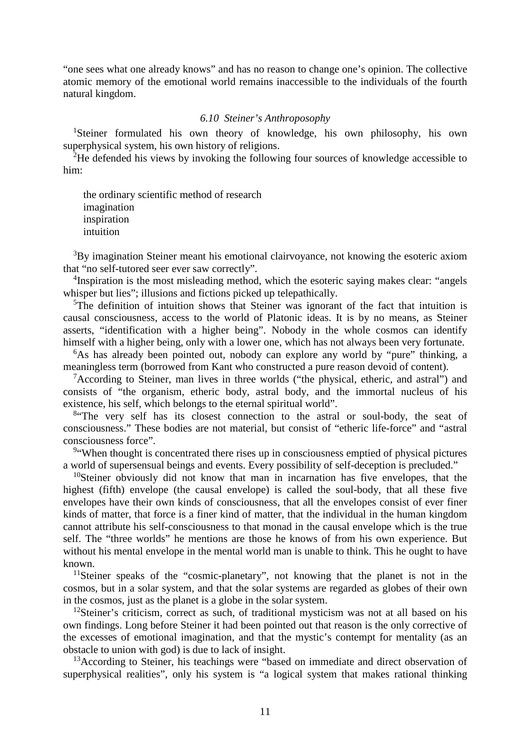“one sees what one already knows” and has no reason to change one’s opinion. The collective atomic memory of the emotional world remains inaccessible to the individuals of the fourth natural kingdom.

### *6.10 Steiner’s Anthroposophy*

[1]Steiner formulated his own theory of knowledge, his own philosophy, his own superphysical system, his own history of religions.

[2]He defended his views by invoking the following four sources of knowledge accessible to him:

the ordinary scientific method of research
imagination
inspiration
intuition

[3]By imagination Steiner meant his emotional clairvoyance, not knowing the esoteric axiom that “no self-tutored seer ever saw correctly”.

[4]Inspiration is the most misleading method, which the esoteric saying makes clear: “angels whisper but lies”; illusions and fictions picked up telepathically.

[5]The definition of intuition shows that Steiner was ignorant of the fact that intuition is causal consciousness, access to the world of Platonic ideas. It is by no means, as Steiner asserts, “identification with a higher being”. Nobody in the whole cosmos can identify himself with a higher being, only with a lower one, which has not always been very fortunate.

[6]As has already been pointed out, nobody can explore any world by “pure” thinking, a meaningless term (borrowed from Kant who constructed a pure reason devoid of content).

[7]According to Steiner, man lives in three worlds (“the physical, etheric, and astral”) and consists of “the organism, etheric body, astral body, and the immortal nucleus of his existence, his self, which belongs to the eternal spiritual world”.

[8]“The very self has its closest connection to the astral or soul-body, the seat of consciousness.” These bodies are not material, but consist of “etheric life-force” and “astral consciousness force”.

[9]“When thought is concentrated there rises up in consciousness emptied of physical pictures a world of supersensual beings and events. Every possibility of self-deception is precluded.”

[10]Steiner obviously did not know that man in incarnation has five envelopes, that the highest (fifth) envelope (the causal envelope) is called the soul-body, that all these five envelopes have their own kinds of consciousness, that all the envelopes consist of ever finer kinds of matter, that force is a finer kind of matter, that the individual in the human kingdom cannot attribute his self-consciousness to that monad in the causal envelope which is the true self. The “three worlds” he mentions are those he knows of from his own experience. But without his mental envelope in the mental world man is unable to think. This he ought to have known.

[11]Steiner speaks of the “cosmic-planetary”, not knowing that the planet is not in the cosmos, but in a solar system, and that the solar systems are regarded as globes of their own in the cosmos, just as the planet is a globe in the solar system.

[12]Steiner’s criticism, correct as such, of traditional mysticism was not at all based on his own findings. Long before Steiner it had been pointed out that reason is the only corrective of the excesses of emotional imagination, and that the mystic’s contempt for mentality (as an obstacle to union with god) is due to lack of insight.

[13]According to Steiner, his teachings were “based on immediate and direct observation of superphysical realities”, only his system is “a logical system that makes rational thinking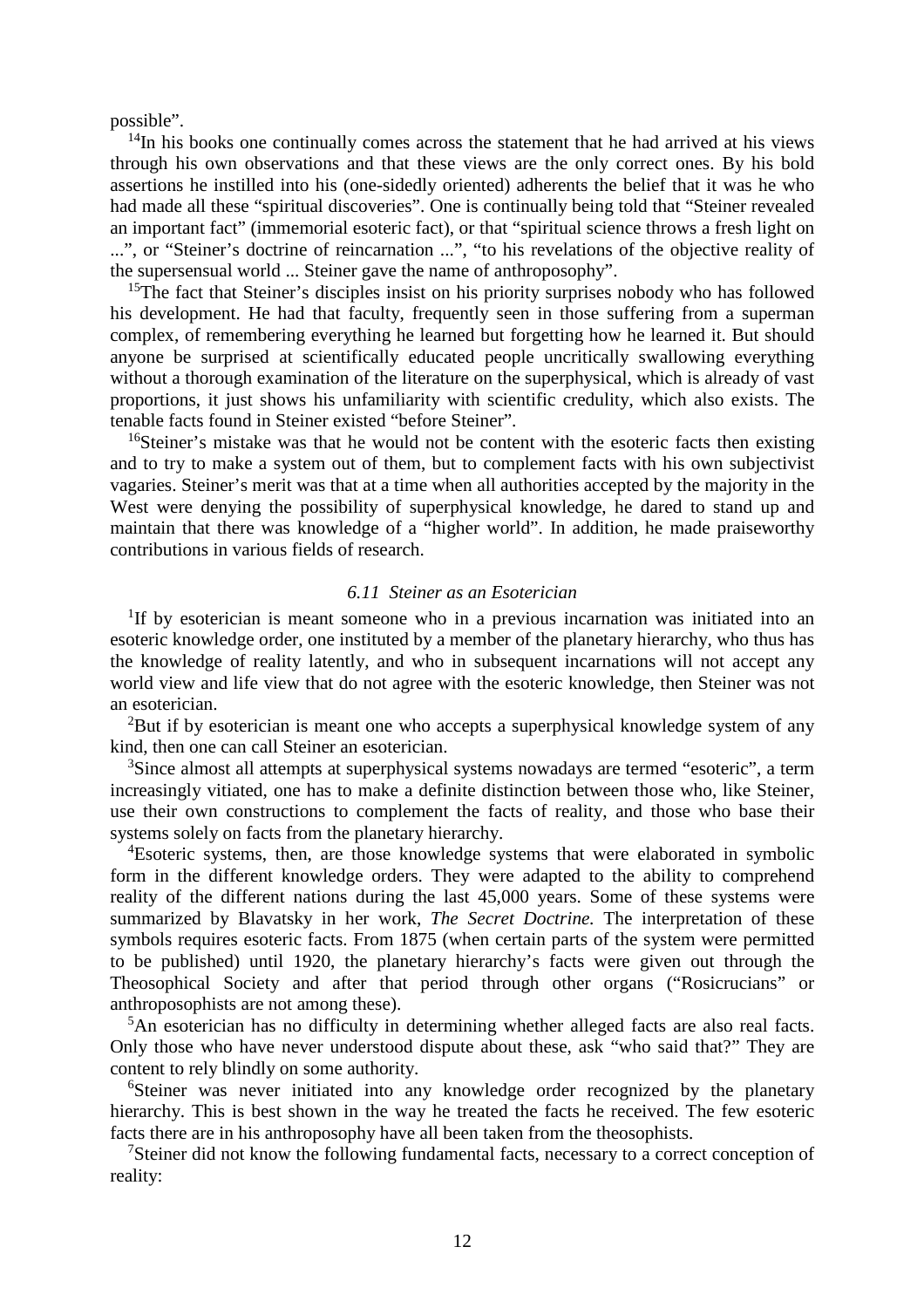possible".

[14]In his books one continually comes across the statement that he had arrived at his views through his own observations and that these views are the only correct ones. By his bold assertions he instilled into his (one-sidedly oriented) adherents the belief that it was he who had made all these "spiritual discoveries". One is continually being told that "Steiner revealed an important fact" (immemorial esoteric fact), or that "spiritual science throws a fresh light on ...", or "Steiner's doctrine of reincarnation ...", "to his revelations of the objective reality of the supersensual world ... Steiner gave the name of anthroposophy".

[15]The fact that Steiner's disciples insist on his priority surprises nobody who has followed his development. He had that faculty, frequently seen in those suffering from a superman complex, of remembering everything he learned but forgetting how he learned it. But should anyone be surprised at scientifically educated people uncritically swallowing everything without a thorough examination of the literature on the superphysical, which is already of vast proportions, it just shows his unfamiliarity with scientific credulity, which also exists. The tenable facts found in Steiner existed "before Steiner".

[16]Steiner's mistake was that he would not be content with the esoteric facts then existing and to try to make a system out of them, but to complement facts with his own subjectivist vagaries. Steiner's merit was that at a time when all authorities accepted by the majority in the West were denying the possibility of superphysical knowledge, he dared to stand up and maintain that there was knowledge of a "higher world". In addition, he made praiseworthy contributions in various fields of research.

### *6.11 Steiner as an Esoterician*

[1]If by esoterician is meant someone who in a previous incarnation was initiated into an esoteric knowledge order, one instituted by a member of the planetary hierarchy, who thus has the knowledge of reality latently, and who in subsequent incarnations will not accept any world view and life view that do not agree with the esoteric knowledge, then Steiner was not an esoterician.

[2]But if by esoterician is meant one who accepts a superphysical knowledge system of any kind, then one can call Steiner an esoterician.

[3]Since almost all attempts at superphysical systems nowadays are termed "esoteric", a term increasingly vitiated, one has to make a definite distinction between those who, like Steiner, use their own constructions to complement the facts of reality, and those who base their systems solely on facts from the planetary hierarchy.

[4]Esoteric systems, then, are those knowledge systems that were elaborated in symbolic form in the different knowledge orders. They were adapted to the ability to comprehend reality of the different nations during the last 45,000 years. Some of these systems were summarized by Blavatsky in her work, *The Secret Doctrine.* The interpretation of these symbols requires esoteric facts. From 1875 (when certain parts of the system were permitted to be published) until 1920, the planetary hierarchy's facts were given out through the Theosophical Society and after that period through other organs ("Rosicrucians" or anthroposophists are not among these).

[5]An esoterician has no difficulty in determining whether alleged facts are also real facts. Only those who have never understood dispute about these, ask "who said that?" They are content to rely blindly on some authority.

[6]Steiner was never initiated into any knowledge order recognized by the planetary hierarchy. This is best shown in the way he treated the facts he received. The few esoteric facts there are in his anthroposophy have all been taken from the theosophists.

[7]Steiner did not know the following fundamental facts, necessary to a correct conception of reality: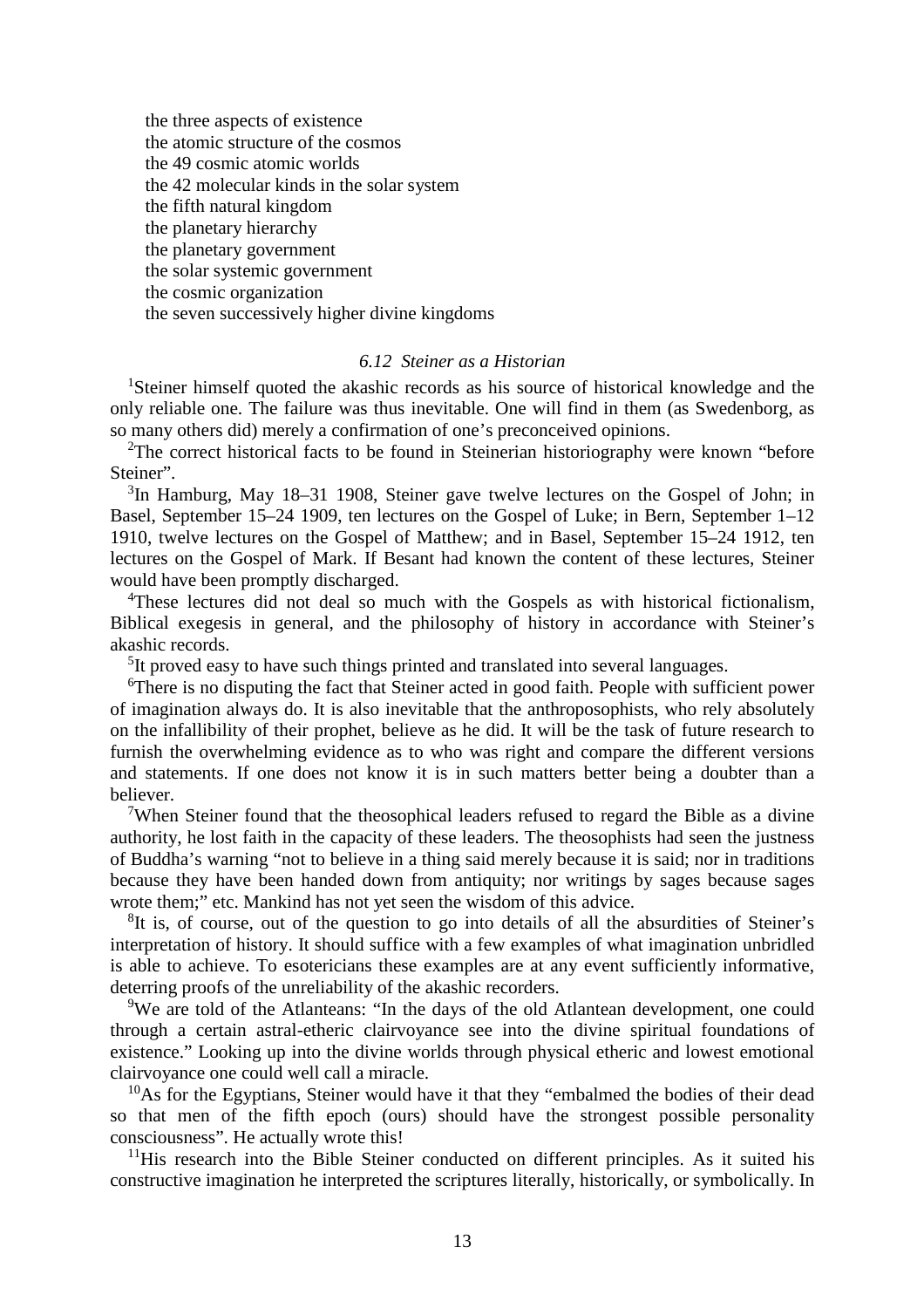the three aspects of existence
the atomic structure of the cosmos
the 49 cosmic atomic worlds
the 42 molecular kinds in the solar system
the fifth natural kingdom
the planetary hierarchy
the planetary government
the solar systemic government
the cosmic organization
the seven successively higher divine kingdoms

### *6.12 Steiner as a Historian*

[1]Steiner himself quoted the akashic records as his source of historical knowledge and the only reliable one. The failure was thus inevitable. One will find in them (as Swedenborg, as so many others did) merely a confirmation of one's preconceived opinions.

[2]The correct historical facts to be found in Steinerian historiography were known "before Steiner".

[3]In Hamburg, May 18–31 1908, Steiner gave twelve lectures on the Gospel of John; in Basel, September 15–24 1909, ten lectures on the Gospel of Luke; in Bern, September 1–12 1910, twelve lectures on the Gospel of Matthew; and in Basel, September 15–24 1912, ten lectures on the Gospel of Mark. If Besant had known the content of these lectures, Steiner would have been promptly discharged.

[4]These lectures did not deal so much with the Gospels as with historical fictionalism, Biblical exegesis in general, and the philosophy of history in accordance with Steiner's akashic records.

[5]It proved easy to have such things printed and translated into several languages.

[6]There is no disputing the fact that Steiner acted in good faith. People with sufficient power of imagination always do. It is also inevitable that the anthroposophists, who rely absolutely on the infallibility of their prophet, believe as he did. It will be the task of future research to furnish the overwhelming evidence as to who was right and compare the different versions and statements. If one does not know it is in such matters better being a doubter than a believer.

[7]When Steiner found that the theosophical leaders refused to regard the Bible as a divine authority, he lost faith in the capacity of these leaders. The theosophists had seen the justness of Buddha's warning "not to believe in a thing said merely because it is said; nor in traditions because they have been handed down from antiquity; nor writings by sages because sages wrote them;" etc. Mankind has not yet seen the wisdom of this advice.

[8]It is, of course, out of the question to go into details of all the absurdities of Steiner's interpretation of history. It should suffice with a few examples of what imagination unbridled is able to achieve. To esotericians these examples are at any event sufficiently informative, deterring proofs of the unreliability of the akashic recorders.

[9]We are told of the Atlanteans: "In the days of the old Atlantean development, one could through a certain astral-etheric clairvoyance see into the divine spiritual foundations of existence." Looking up into the divine worlds through physical etheric and lowest emotional clairvoyance one could well call a miracle.

[10]As for the Egyptians, Steiner would have it that they "embalmed the bodies of their dead so that men of the fifth epoch (ours) should have the strongest possible personality consciousness". He actually wrote this!

[11]His research into the Bible Steiner conducted on different principles. As it suited his constructive imagination he interpreted the scriptures literally, historically, or symbolically. In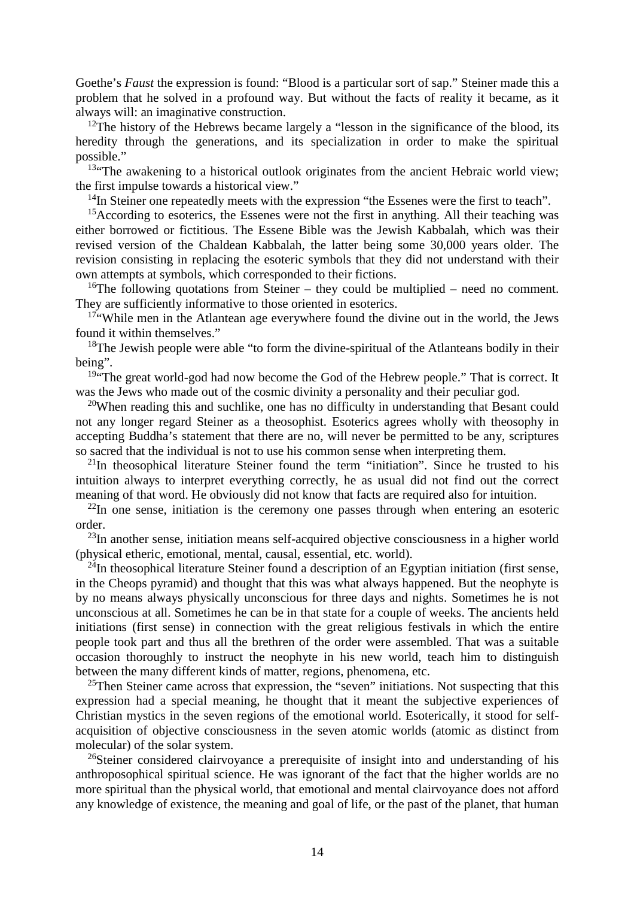Goethe's *Faust* the expression is found: "Blood is a particular sort of sap." Steiner made this a problem that he solved in a profound way. But without the facts of reality it became, as it always will: an imaginative construction.

[12]The history of the Hebrews became largely a "lesson in the significance of the blood, its heredity through the generations, and its specialization in order to make the spiritual possible."

[13]"The awakening to a historical outlook originates from the ancient Hebraic world view; the first impulse towards a historical view."

[14]In Steiner one repeatedly meets with the expression "the Essenes were the first to teach".

[15]According to esoterics, the Essenes were not the first in anything. All their teaching was either borrowed or fictitious. The Essene Bible was the Jewish Kabbalah, which was their revised version of the Chaldean Kabbalah, the latter being some 30,000 years older. The revision consisting in replacing the esoteric symbols that they did not understand with their own attempts at symbols, which corresponded to their fictions.

[16]The following quotations from Steiner – they could be multiplied – need no comment. They are sufficiently informative to those oriented in esoterics.

[17]"While men in the Atlantean age everywhere found the divine out in the world, the Jews found it within themselves."

[18]The Jewish people were able "to form the divine-spiritual of the Atlanteans bodily in their being".

[19]"The great world-god had now become the God of the Hebrew people." That is correct. It was the Jews who made out of the cosmic divinity a personality and their peculiar god.

[20]When reading this and suchlike, one has no difficulty in understanding that Besant could not any longer regard Steiner as a theosophist. Esoterics agrees wholly with theosophy in accepting Buddha's statement that there are no, will never be permitted to be any, scriptures so sacred that the individual is not to use his common sense when interpreting them.

[21]In theosophical literature Steiner found the term "initiation". Since he trusted to his intuition always to interpret everything correctly, he as usual did not find out the correct meaning of that word. He obviously did not know that facts are required also for intuition.

[22]In one sense, initiation is the ceremony one passes through when entering an esoteric order.

[23]In another sense, initiation means self-acquired objective consciousness in a higher world (physical etheric, emotional, mental, causal, essential, etc. world).

[24]In theosophical literature Steiner found a description of an Egyptian initiation (first sense, in the Cheops pyramid) and thought that this was what always happened. But the neophyte is by no means always physically unconscious for three days and nights. Sometimes he is not unconscious at all. Sometimes he can be in that state for a couple of weeks. The ancients held initiations (first sense) in connection with the great religious festivals in which the entire people took part and thus all the brethren of the order were assembled. That was a suitable occasion thoroughly to instruct the neophyte in his new world, teach him to distinguish between the many different kinds of matter, regions, phenomena, etc.

[25]Then Steiner came across that expression, the "seven" initiations. Not suspecting that this expression had a special meaning, he thought that it meant the subjective experiences of Christian mystics in the seven regions of the emotional world. Esoterically, it stood for self-acquisition of objective consciousness in the seven atomic worlds (atomic as distinct from molecular) of the solar system.

[26]Steiner considered clairvoyance a prerequisite of insight into and understanding of his anthroposophical spiritual science. He was ignorant of the fact that the higher worlds are no more spiritual than the physical world, that emotional and mental clairvoyance does not afford any knowledge of existence, the meaning and goal of life, or the past of the planet, that human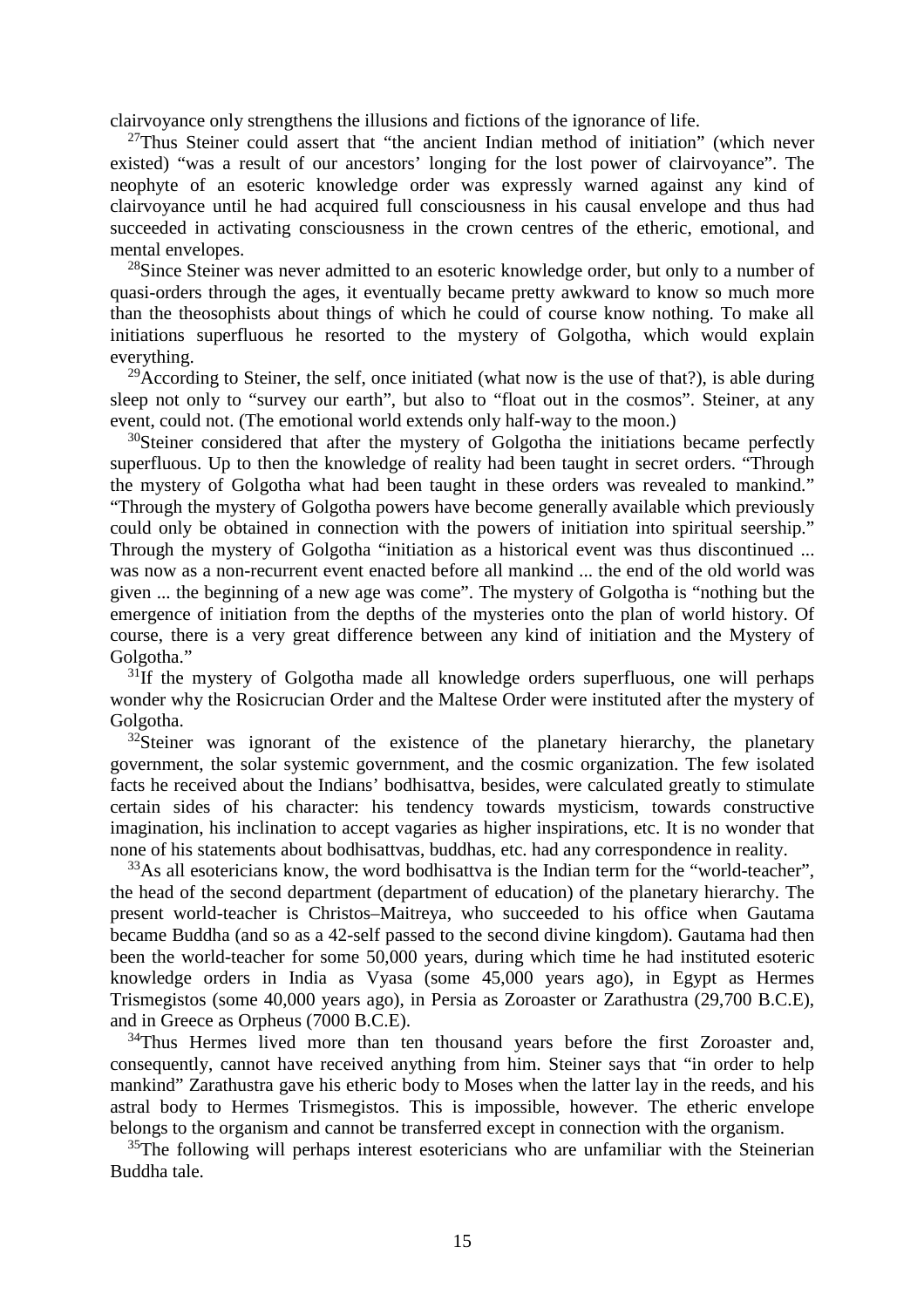clairvoyance only strengthens the illusions and fictions of the ignorance of life.

[27]Thus Steiner could assert that "the ancient Indian method of initiation" (which never existed) "was a result of our ancestors' longing for the lost power of clairvoyance". The neophyte of an esoteric knowledge order was expressly warned against any kind of clairvoyance until he had acquired full consciousness in his causal envelope and thus had succeeded in activating consciousness in the crown centres of the etheric, emotional, and mental envelopes.

[28]Since Steiner was never admitted to an esoteric knowledge order, but only to a number of quasi-orders through the ages, it eventually became pretty awkward to know so much more than the theosophists about things of which he could of course know nothing. To make all initiations superfluous he resorted to the mystery of Golgotha, which would explain everything.

[29]According to Steiner, the self, once initiated (what now is the use of that?), is able during sleep not only to "survey our earth", but also to "float out in the cosmos". Steiner, at any event, could not. (The emotional world extends only half-way to the moon.)

[30]Steiner considered that after the mystery of Golgotha the initiations became perfectly superfluous. Up to then the knowledge of reality had been taught in secret orders. "Through the mystery of Golgotha what had been taught in these orders was revealed to mankind." "Through the mystery of Golgotha powers have become generally available which previously could only be obtained in connection with the powers of initiation into spiritual seership." Through the mystery of Golgotha "initiation as a historical event was thus discontinued ... was now as a non-recurrent event enacted before all mankind ... the end of the old world was given ... the beginning of a new age was come". The mystery of Golgotha is "nothing but the emergence of initiation from the depths of the mysteries onto the plan of world history. Of course, there is a very great difference between any kind of initiation and the Mystery of Golgotha."

[31]If the mystery of Golgotha made all knowledge orders superfluous, one will perhaps wonder why the Rosicrucian Order and the Maltese Order were instituted after the mystery of Golgotha.

[32]Steiner was ignorant of the existence of the planetary hierarchy, the planetary government, the solar systemic government, and the cosmic organization. The few isolated facts he received about the Indians' bodhisattva, besides, were calculated greatly to stimulate certain sides of his character: his tendency towards mysticism, towards constructive imagination, his inclination to accept vagaries as higher inspirations, etc. It is no wonder that none of his statements about bodhisattvas, buddhas, etc. had any correspondence in reality.

[33]As all esotericians know, the word bodhisattva is the Indian term for the "world-teacher", the head of the second department (department of education) of the planetary hierarchy. The present world-teacher is Christos–Maitreya, who succeeded to his office when Gautama became Buddha (and so as a 42-self passed to the second divine kingdom). Gautama had then been the world-teacher for some 50,000 years, during which time he had instituted esoteric knowledge orders in India as Vyasa (some 45,000 years ago), in Egypt as Hermes Trismegistos (some 40,000 years ago), in Persia as Zoroaster or Zarathustra (29,700 B.C.E), and in Greece as Orpheus (7000 B.C.E).

[34]Thus Hermes lived more than ten thousand years before the first Zoroaster and, consequently, cannot have received anything from him. Steiner says that "in order to help mankind" Zarathustra gave his etheric body to Moses when the latter lay in the reeds, and his astral body to Hermes Trismegistos. This is impossible, however. The etheric envelope belongs to the organism and cannot be transferred except in connection with the organism.

[35]The following will perhaps interest esotericians who are unfamiliar with the Steinerian Buddha tale.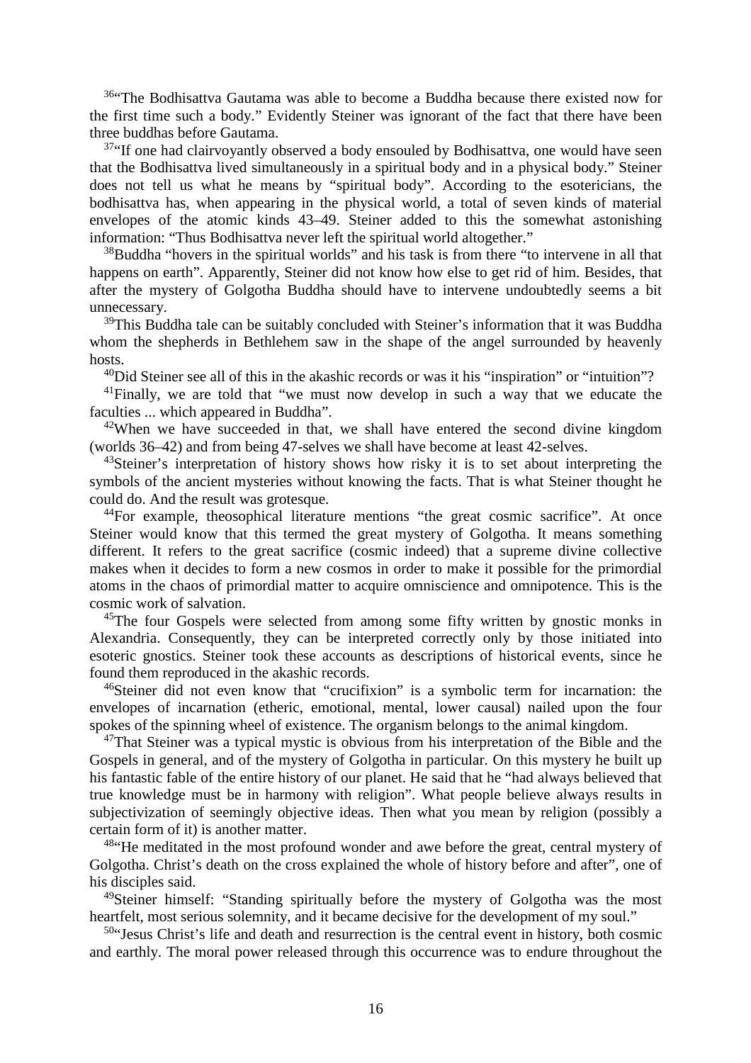[36]“The Bodhisattva Gautama was able to become a Buddha because there existed now for the first time such a body.” Evidently Steiner was ignorant of the fact that there have been three buddhas before Gautama.

[37]“If one had clairvoyantly observed a body ensouled by Bodhisattva, one would have seen that the Bodhisattva lived simultaneously in a spiritual body and in a physical body.” Steiner does not tell us what he means by “spiritual body”. According to the esotericians, the bodhisattva has, when appearing in the physical world, a total of seven kinds of material envelopes of the atomic kinds 43–49. Steiner added to this the somewhat astonishing information: “Thus Bodhisattva never left the spiritual world altogether.”

[38]Buddha “hovers in the spiritual worlds” and his task is from there “to intervene in all that happens on earth”. Apparently, Steiner did not know how else to get rid of him. Besides, that after the mystery of Golgotha Buddha should have to intervene undoubtedly seems a bit unnecessary.

[39]This Buddha tale can be suitably concluded with Steiner’s information that it was Buddha whom the shepherds in Bethlehem saw in the shape of the angel surrounded by heavenly hosts.

[40]Did Steiner see all of this in the akashic records or was it his “inspiration” or “intuition”?

[41]Finally, we are told that “we must now develop in such a way that we educate the faculties ... which appeared in Buddha”.

[42]When we have succeeded in that, we shall have entered the second divine kingdom (worlds 36–42) and from being 47-selves we shall have become at least 42-selves.

[43]Steiner’s interpretation of history shows how risky it is to set about interpreting the symbols of the ancient mysteries without knowing the facts. That is what Steiner thought he could do. And the result was grotesque.

[44]For example, theosophical literature mentions “the great cosmic sacrifice”. At once Steiner would know that this termed the great mystery of Golgotha. It means something different. It refers to the great sacrifice (cosmic indeed) that a supreme divine collective makes when it decides to form a new cosmos in order to make it possible for the primordial atoms in the chaos of primordial matter to acquire omniscience and omnipotence. This is the cosmic work of salvation.

[45]The four Gospels were selected from among some fifty written by gnostic monks in Alexandria. Consequently, they can be interpreted correctly only by those initiated into esoteric gnostics. Steiner took these accounts as descriptions of historical events, since he found them reproduced in the akashic records.

[46]Steiner did not even know that “crucifixion” is a symbolic term for incarnation: the envelopes of incarnation (etheric, emotional, mental, lower causal) nailed upon the four spokes of the spinning wheel of existence. The organism belongs to the animal kingdom.

[47]That Steiner was a typical mystic is obvious from his interpretation of the Bible and the Gospels in general, and of the mystery of Golgotha in particular. On this mystery he built up his fantastic fable of the entire history of our planet. He said that he “had always believed that true knowledge must be in harmony with religion”. What people believe always results in subjectivization of seemingly objective ideas. Then what you mean by religion (possibly a certain form of it) is another matter.

[48]“He meditated in the most profound wonder and awe before the great, central mystery of Golgotha. Christ’s death on the cross explained the whole of history before and after”, one of his disciples said.

[49]Steiner himself: “Standing spiritually before the mystery of Golgotha was the most heartfelt, most serious solemnity, and it became decisive for the development of my soul.”

[50]“Jesus Christ’s life and death and resurrection is the central event in history, both cosmic and earthly. The moral power released through this occurrence was to endure throughout the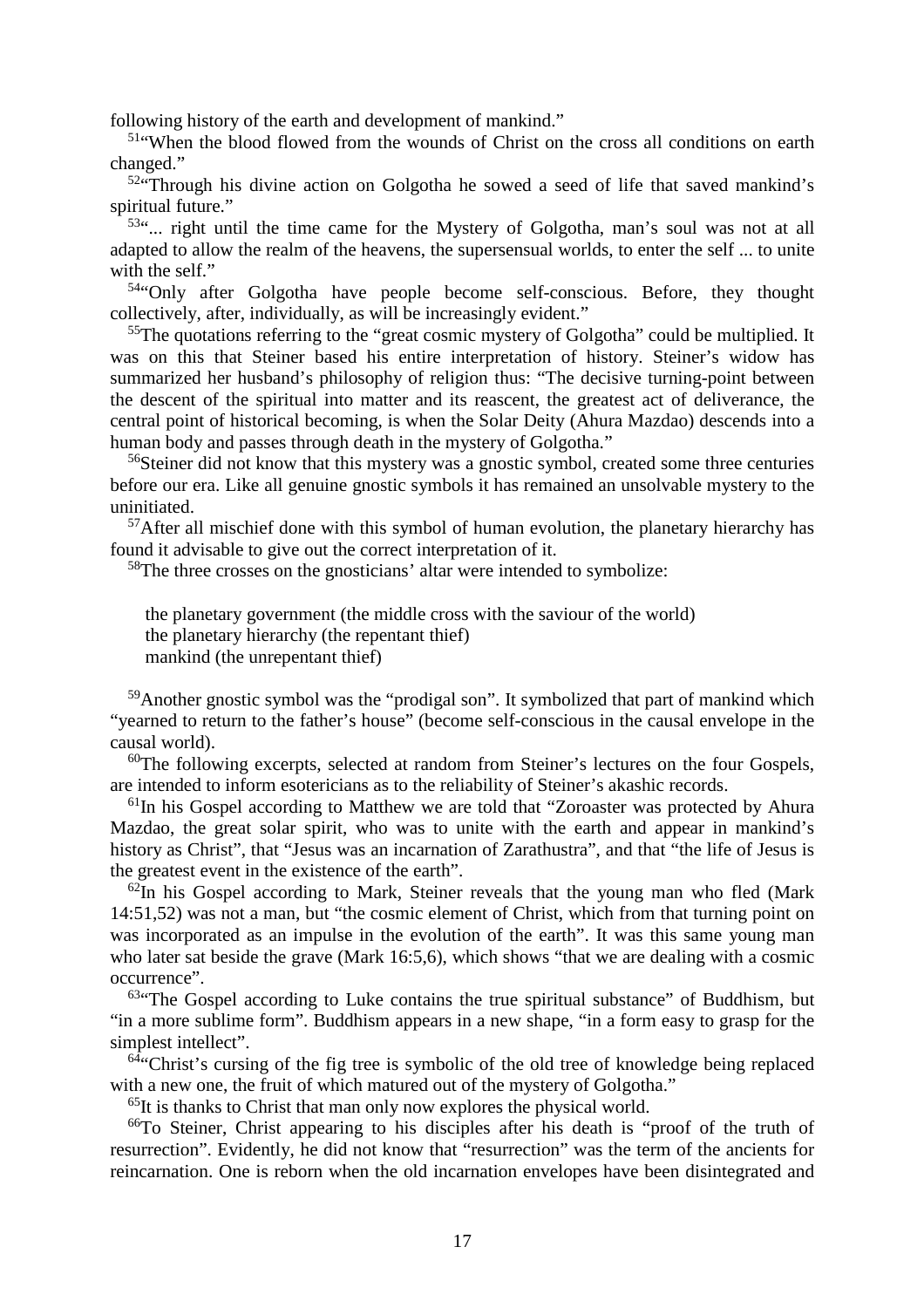following history of the earth and development of mankind."

[51]"When the blood flowed from the wounds of Christ on the cross all conditions on earth changed."

[52]"Through his divine action on Golgotha he sowed a seed of life that saved mankind's spiritual future."

[53]"... right until the time came for the Mystery of Golgotha, man's soul was not at all adapted to allow the realm of the heavens, the supersensual worlds, to enter the self ... to unite with the self."

[54]"Only after Golgotha have people become self-conscious. Before, they thought collectively, after, individually, as will be increasingly evident."

[55]The quotations referring to the "great cosmic mystery of Golgotha" could be multiplied. It was on this that Steiner based his entire interpretation of history. Steiner's widow has summarized her husband's philosophy of religion thus: "The decisive turning-point between the descent of the spiritual into matter and its reascent, the greatest act of deliverance, the central point of historical becoming, is when the Solar Deity (Ahura Mazdao) descends into a human body and passes through death in the mystery of Golgotha."

[56]Steiner did not know that this mystery was a gnostic symbol, created some three centuries before our era. Like all genuine gnostic symbols it has remained an unsolvable mystery to the uninitiated.

[57]After all mischief done with this symbol of human evolution, the planetary hierarchy has found it advisable to give out the correct interpretation of it.

[58]The three crosses on the gnosticians' altar were intended to symbolize:

> the planetary government (the middle cross with the saviour of the world)
> the planetary hierarchy (the repentant thief)
> mankind (the unrepentant thief)

[59]Another gnostic symbol was the "prodigal son". It symbolized that part of mankind which "yearned to return to the father's house" (become self-conscious in the causal envelope in the causal world).

[60]The following excerpts, selected at random from Steiner's lectures on the four Gospels, are intended to inform esotericians as to the reliability of Steiner's akashic records.

[61]In his Gospel according to Matthew we are told that "Zoroaster was protected by Ahura Mazdao, the great solar spirit, who was to unite with the earth and appear in mankind's history as Christ", that "Jesus was an incarnation of Zarathustra", and that "the life of Jesus is the greatest event in the existence of the earth".

[62]In his Gospel according to Mark, Steiner reveals that the young man who fled (Mark 14:51,52) was not a man, but "the cosmic element of Christ, which from that turning point on was incorporated as an impulse in the evolution of the earth". It was this same young man who later sat beside the grave (Mark 16:5,6), which shows "that we are dealing with a cosmic occurrence".

[63]"The Gospel according to Luke contains the true spiritual substance" of Buddhism, but "in a more sublime form". Buddhism appears in a new shape, "in a form easy to grasp for the simplest intellect".

[64]"Christ's cursing of the fig tree is symbolic of the old tree of knowledge being replaced with a new one, the fruit of which matured out of the mystery of Golgotha."

[65]It is thanks to Christ that man only now explores the physical world.

[66]To Steiner, Christ appearing to his disciples after his death is "proof of the truth of resurrection". Evidently, he did not know that "resurrection" was the term of the ancients for reincarnation. One is reborn when the old incarnation envelopes have been disintegrated and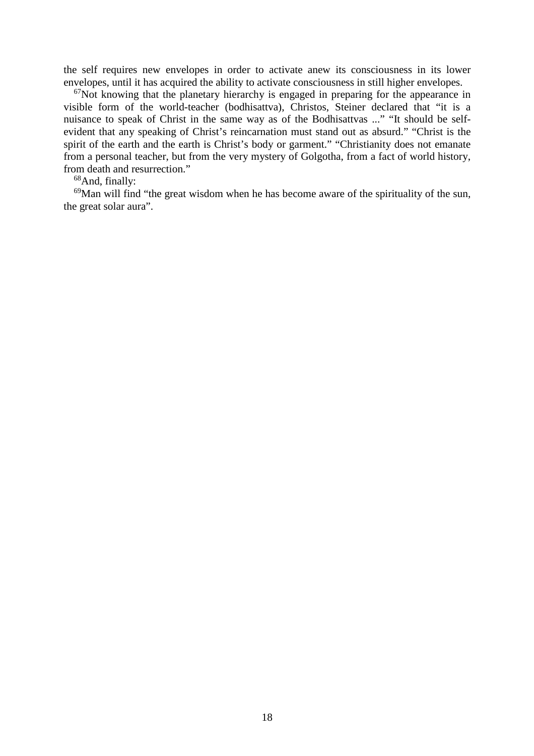the self requires new envelopes in order to activate anew its consciousness in its lower envelopes, until it has acquired the ability to activate consciousness in still higher envelopes.

[67]Not knowing that the planetary hierarchy is engaged in preparing for the appearance in visible form of the world-teacher (bodhisattva), Christos, Steiner declared that “it is a nuisance to speak of Christ in the same way as of the Bodhisattvas ...” “It should be self-evident that any speaking of Christ’s reincarnation must stand out as absurd.” “Christ is the spirit of the earth and the earth is Christ’s body or garment.” “Christianity does not emanate from a personal teacher, but from the very mystery of Golgotha, from a fact of world history, from death and resurrection.”

[68]And, finally:

[69]Man will find “the great wisdom when he has become aware of the spirituality of the sun, the great solar aura”.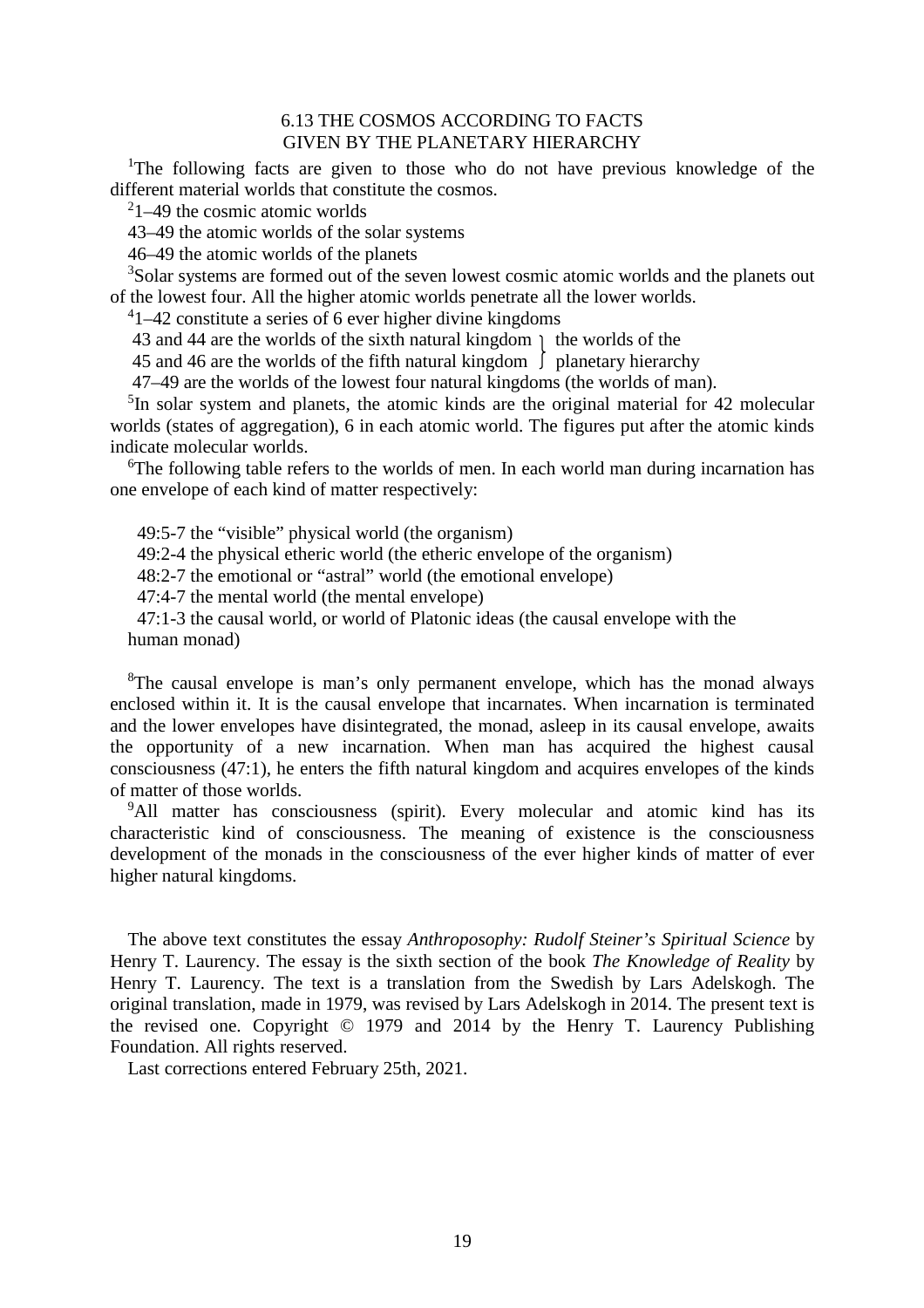## 6.13 THE COSMOS ACCORDING TO FACTS GIVEN BY THE PLANETARY HIERARCHY

[1]The following facts are given to those who do not have previous knowledge of the different material worlds that constitute the cosmos.

[2]1–49 the cosmic atomic worlds

43–49 the atomic worlds of the solar systems

46–49 the atomic worlds of the planets

[3]Solar systems are formed out of the seven lowest cosmic atomic worlds and the planets out of the lowest four. All the higher atomic worlds penetrate all the lower worlds.

[4]1–42 constitute a series of 6 ever higher divine kingdoms

43 and 44 are the worlds of the sixth natural kingdom } the worlds of the
45 and 46 are the worlds of the fifth natural kingdom } planetary hierarchy

47–49 are the worlds of the lowest four natural kingdoms (the worlds of man).

[5]In solar system and planets, the atomic kinds are the original material for 42 molecular worlds (states of aggregation), 6 in each atomic world. The figures put after the atomic kinds indicate molecular worlds.

[6]The following table refers to the worlds of men. In each world man during incarnation has one envelope of each kind of matter respectively:

49:5-7 the “visible” physical world (the organism)

49:2-4 the physical etheric world (the etheric envelope of the organism)

48:2-7 the emotional or “astral” world (the emotional envelope)

47:4-7 the mental world (the mental envelope)

47:1-3 the causal world, or world of Platonic ideas (the causal envelope with the human monad)

[8]The causal envelope is man’s only permanent envelope, which has the monad always enclosed within it. It is the causal envelope that incarnates. When incarnation is terminated and the lower envelopes have disintegrated, the monad, asleep in its causal envelope, awaits the opportunity of a new incarnation. When man has acquired the highest causal consciousness (47:1), he enters the fifth natural kingdom and acquires envelopes of the kinds of matter of those worlds.

[9]All matter has consciousness (spirit). Every molecular and atomic kind has its characteristic kind of consciousness. The meaning of existence is the consciousness development of the monads in the consciousness of the ever higher kinds of matter of ever higher natural kingdoms.

The above text constitutes the essay *Anthroposophy: Rudolf Steiner’s Spiritual Science* by Henry T. Laurency. The essay is the sixth section of the book *The Knowledge of Reality* by Henry T. Laurency. The text is a translation from the Swedish by Lars Adelskogh. The original translation, made in 1979, was revised by Lars Adelskogh in 2014. The present text is the revised one. Copyright © 1979 and 2014 by the Henry T. Laurency Publishing Foundation. All rights reserved.

Last corrections entered February 25th, 2021.